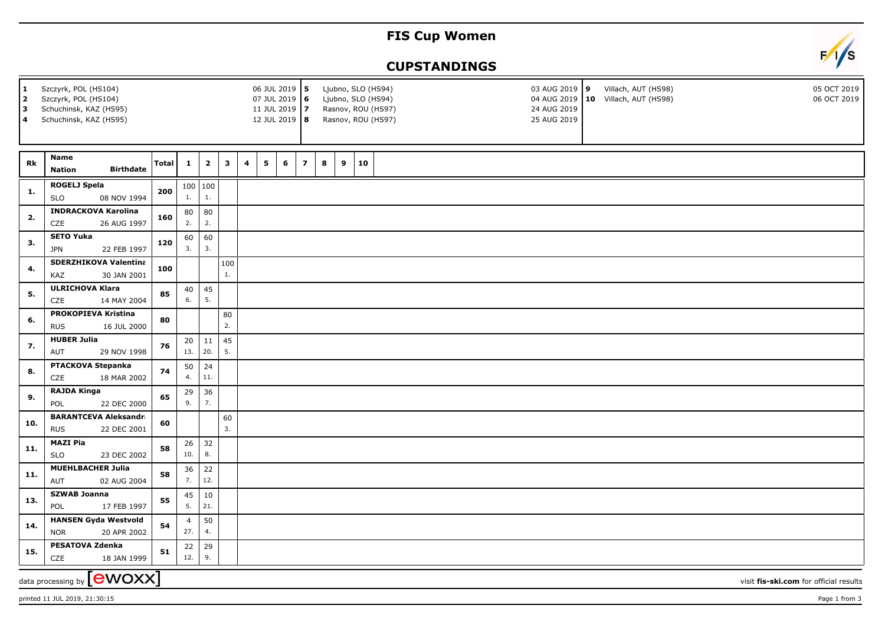# FIS Cup Women

## CUPSTANDINGS

| # | Venue | Date |
|---|---|---|
| 1 | Szczyrk, POL (HS104) | 06 JUL 2019 |
| 2 | Szczyrk, POL (HS104) | 07 JUL 2019 |
| 3 | Schuchinsk, KAZ (HS95) | 11 JUL 2019 |
| 4 | Schuchinsk, KAZ (HS95) | 12 JUL 2019 |
| 5 | Ljubno, SLO (HS94) | 03 AUG 2019 |
| 6 | Ljubno, SLO (HS94) | 04 AUG 2019 |
| 7 | Rasnov, ROU (HS97) | 24 AUG 2019 |
| 8 | Rasnov, ROU (HS97) | 25 AUG 2019 |
| 9 | Villach, AUT (HS98) | 05 OCT 2019 |
| 10 | Villach, AUT (HS98) | 06 OCT 2019 |

| Rk | Name | Nation | Birthdate | Total | 1 | 2 | 3 | 4 | 5 | 6 | 7 | 8 | 9 | 10 |
|---|---|---|---|---|---|---|---|---|---|---|---|---|---|---|
| 1. | ROGELJ Spela | SLO | 08 NOV 1994 | 200 | 100 1. | 100 1. | | | | | | | | |
| 2. | INDRACKOVA Karolina | CZE | 26 AUG 1997 | 160 | 80 2. | 80 2. | | | | | | | | |
| 3. | SETO Yuka | JPN | 22 FEB 1997 | 120 | 60 3. | 60 3. | | | | | | | | |
| 4. | SDERZHIKOVA Valentina | KAZ | 30 JAN 2001 | 100 | | | 100 1. | | | | | | | |
| 5. | ULRICHOVA Klara | CZE | 14 MAY 2004 | 85 | 40 6. | 45 5. | | | | | | | | |
| 6. | PROKOPIEVA Kristina | RUS | 16 JUL 2000 | 80 | | | 80 2. | | | | | | | |
| 7. | HUBER Julia | AUT | 29 NOV 1998 | 76 | 20 13. | 11 20. | 45 5. | | | | | | | |
| 8. | PTACKOVA Stepanka | CZE | 18 MAR 2002 | 74 | 50 4. | 24 11. | | | | | | | | |
| 9. | RAJDA Kinga | POL | 22 DEC 2000 | 65 | 29 9. | 36 7. | | | | | | | | |
| 10. | BARANTCEVA Aleksandra | RUS | 22 DEC 2001 | 60 | | | 60 3. | | | | | | | |
| 11. | MAZI Pia | SLO | 23 DEC 2002 | 58 | 26 10. | 32 8. | | | | | | | | |
| 11. | MUEHLBACHER Julia | AUT | 02 AUG 2004 | 58 | 36 7. | 22 12. | | | | | | | | |
| 13. | SZWAB Joanna | POL | 17 FEB 1997 | 55 | 45 5. | 10 21. | | | | | | | | |
| 14. | HANSEN Gyda Westvold | NOR | 20 APR 2002 | 54 | 4 27. | 50 4. | | | | | | | | |
| 15. | PESATOVA Zdenka | CZE | 18 JAN 1999 | 51 | 22 12. | 29 9. | | | | | | | | |

data processing by ewoxx

visit fis-ski.com for official results

printed 11 JUL 2019, 21:30:15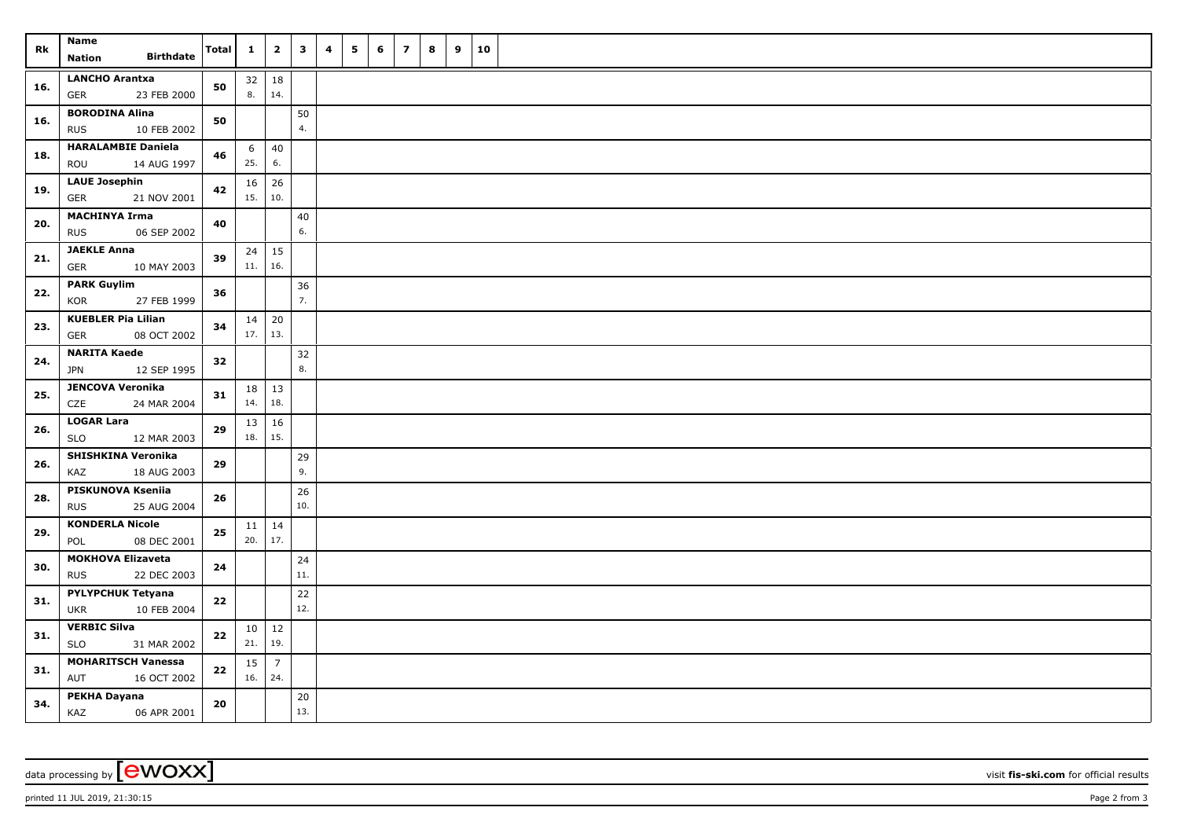| Rk | Name<br>Nation Birthdate | Total | 1 | 2 | 3 | 4 | 5 | 6 | 7 | 8 | 9 | 10 |
|---|---|---|---|---|---|---|---|---|---|---|---|---|
| 16. | **LANCHO Arantxa**<br>GER 23 FEB 2000 | **50** | 32<br>8. | 18<br>14. | | | | | | | | |
| 16. | **BORODINA Alina**<br>RUS 10 FEB 2002 | **50** | | | 50<br>4. | | | | | | | |
| 18. | **HARALAMBIE Daniela**<br>ROU 14 AUG 1997 | **46** | 6<br>25. | 40<br>6. | | | | | | | | |
| 19. | **LAUE Josephin**<br>GER 21 NOV 2001 | **42** | 16<br>15. | 26<br>10. | | | | | | | | |
| 20. | **MACHINYA Irma**<br>RUS 06 SEP 2002 | **40** | | | 40<br>6. | | | | | | | |
| 21. | **JAEKLE Anna**<br>GER 10 MAY 2003 | **39** | 24<br>11. | 15<br>16. | | | | | | | | |
| 22. | **PARK Guylim**<br>KOR 27 FEB 1999 | **36** | | | 36<br>7. | | | | | | | |
| 23. | **KUEBLER Pia Lilian**<br>GER 08 OCT 2002 | **34** | 14<br>17. | 20<br>13. | | | | | | | | |
| 24. | **NARITA Kaede**<br>JPN 12 SEP 1995 | **32** | | | 32<br>8. | | | | | | | |
| 25. | **JENCOVA Veronika**<br>CZE 24 MAR 2004 | **31** | 18<br>14. | 13<br>18. | | | | | | | | |
| 26. | **LOGAR Lara**<br>SLO 12 MAR 2003 | **29** | 13<br>18. | 16<br>15. | | | | | | | | |
| 26. | **SHISHKINA Veronika**<br>KAZ 18 AUG 2003 | **29** | | | 29<br>9. | | | | | | | |
| 28. | **PISKUNOVA Kseniia**<br>RUS 25 AUG 2004 | **26** | | | 26<br>10. | | | | | | | |
| 29. | **KONDERLA Nicole**<br>POL 08 DEC 2001 | **25** | 11<br>20. | 14<br>17. | | | | | | | | |
| 30. | **MOKHOVA Elizaveta**<br>RUS 22 DEC 2003 | **24** | | | 24<br>11. | | | | | | | |
| 31. | **PYLYPCHUK Tetyana**<br>UKR 10 FEB 2004 | **22** | | | 22<br>12. | | | | | | | |
| 31. | **VERBIC Silva**<br>SLO 31 MAR 2002 | **22** | 10<br>21. | 12<br>19. | | | | | | | | |
| 31. | **MOHARITSCH Vanessa**<br>AUT 16 OCT 2002 | **22** | 15<br>16. | 7<br>24. | | | | | | | | |
| 34. | **PEKHA Dayana**<br>KAZ 06 APR 2001 | **20** | | | 20<br>13. | | | | | | | |

data processing by [ewoxx] visit **fis-ski.com** for official results

printed 11 JUL 2019, 21:30:15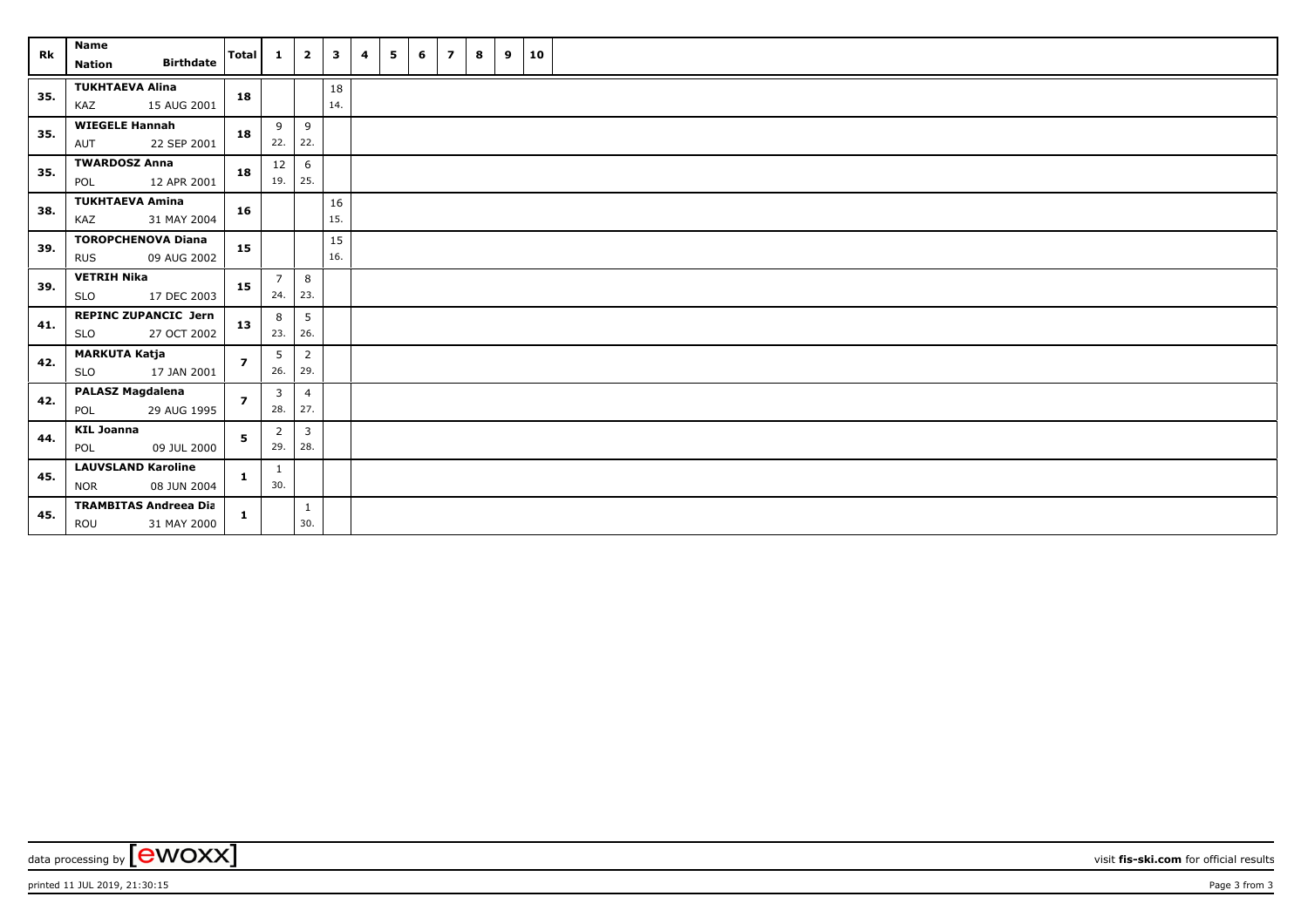| Rk | Name<br>Nation Birthdate | Total | 1 | 2 | 3 | 4 | 5 | 6 | 7 | 8 | 9 | 10 |
|---|---|---|---|---|---|---|---|---|---|---|---|---|
| 35. | TUKHTAEVA Alina<br>KAZ 15 AUG 2001 | 18 | | | 18<br>14. | | | | | | | |
| 35. | WIEGELE Hannah<br>AUT 22 SEP 2001 | 18 | 9<br>22. | 9<br>22. | | | | | | | | |
| 35. | TWARDOSZ Anna<br>POL 12 APR 2001 | 18 | 12<br>19. | 6<br>25. | | | | | | | | |
| 38. | TUKHTAEVA Amina<br>KAZ 31 MAY 2004 | 16 | | | 16<br>15. | | | | | | | |
| 39. | TOROPCHENOVA Diana<br>RUS 09 AUG 2002 | 15 | | | 15<br>16. | | | | | | | |
| 39. | VETRIH Nika<br>SLO 17 DEC 2003 | 15 | 7<br>24. | 8<br>23. | | | | | | | | |
| 41. | REPINC ZUPANCIC Jern<br>SLO 27 OCT 2002 | 13 | 8<br>23. | 5<br>26. | | | | | | | | |
| 42. | MARKUTA Katja<br>SLO 17 JAN 2001 | 7 | 5<br>26. | 2<br>29. | | | | | | | | |
| 42. | PALASZ Magdalena<br>POL 29 AUG 1995 | 7 | 3<br>28. | 4<br>27. | | | | | | | | |
| 44. | KIL Joanna<br>POL 09 JUL 2000 | 5 | 2<br>29. | 3<br>28. | | | | | | | | |
| 45. | LAUVSLAND Karoline<br>NOR 08 JUN 2004 | 1 | 1<br>30. | | | | | | | | | |
| 45. | TRAMBITAS Andreea Dia<br>ROU 31 MAY 2000 | 1 | | 1<br>30. | | | | | | | | |

data processing by [ewoxx]

visit **fis-ski.com** for official results

printed 11 JUL 2019, 21:30:15